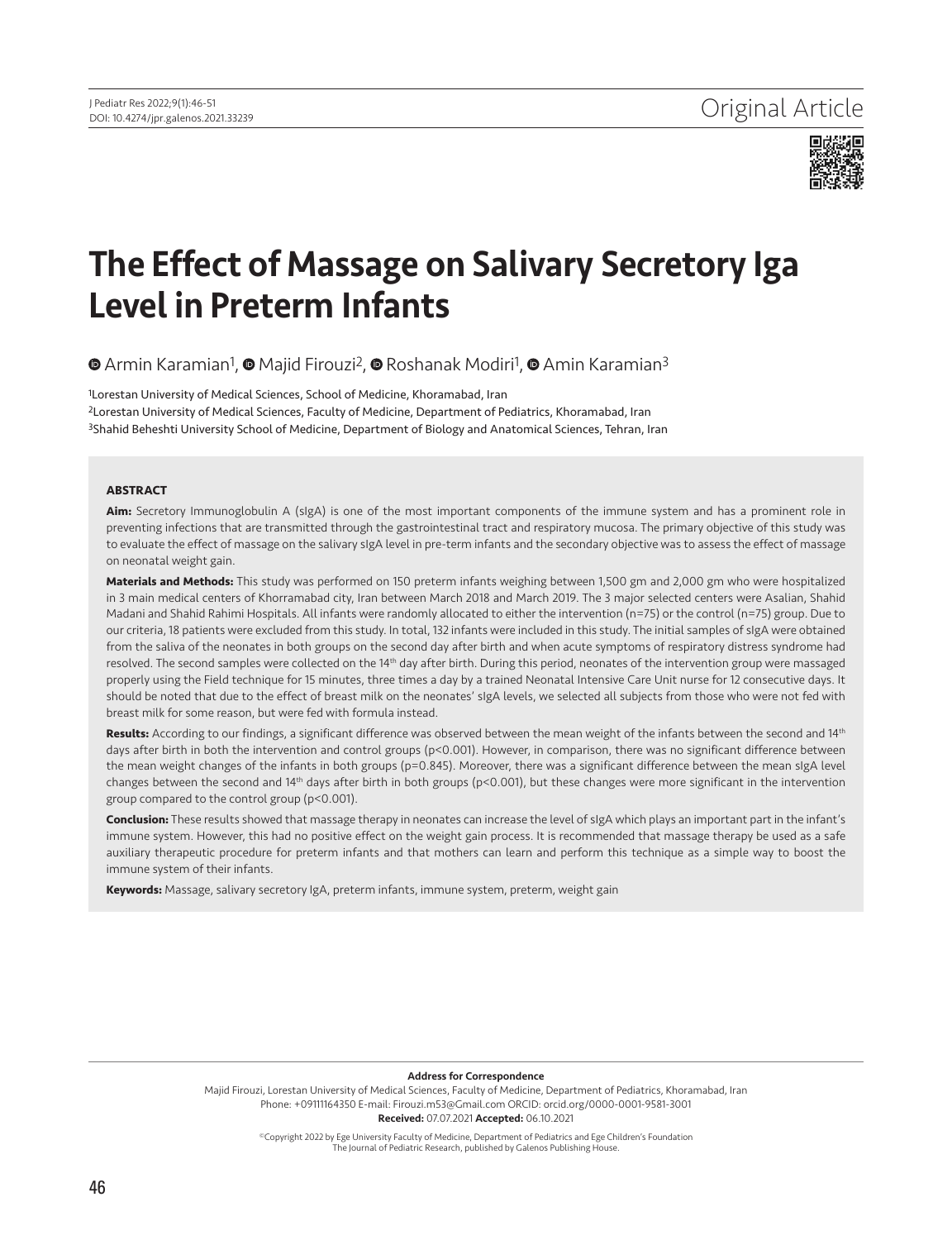Original Article

# The Effect of Massage on Salivary Secretory Iga Level in Preterm Infants

Armin Karamian[1], Majid Firouzi[2], Roshanak Modiri[1], Amin Karamian[3]

[1]Lorestan University of Medical Sciences, School of Medicine, Khoramabad, Iran
[2]Lorestan University of Medical Sciences, Faculty of Medicine, Department of Pediatrics, Khoramabad, Iran
[3]Shahid Beheshti University School of Medicine, Department of Biology and Anatomical Sciences, Tehran, Iran

## ABSTRACT

**Aim:** Secretory Immunoglobulin A (sIgA) is one of the most important components of the immune system and has a prominent role in preventing infections that are transmitted through the gastrointestinal tract and respiratory mucosa. The primary objective of this study was to evaluate the effect of massage on the salivary sIgA level in pre-term infants and the secondary objective was to assess the effect of massage on neonatal weight gain.

**Materials and Methods:** This study was performed on 150 preterm infants weighing between 1,500 gm and 2,000 gm who were hospitalized in 3 main medical centers of Khorramabad city, Iran between March 2018 and March 2019. The 3 major selected centers were Asalian, Shahid Madani and Shahid Rahimi Hospitals. All infants were randomly allocated to either the intervention (n=75) or the control (n=75) group. Due to our criteria, 18 patients were excluded from this study. In total, 132 infants were included in this study. The initial samples of sIgA were obtained from the saliva of the neonates in both groups on the second day after birth and when acute symptoms of respiratory distress syndrome had resolved. The second samples were collected on the 14th day after birth. During this period, neonates of the intervention group were massaged properly using the Field technique for 15 minutes, three times a day by a trained Neonatal Intensive Care Unit nurse for 12 consecutive days. It should be noted that due to the effect of breast milk on the neonates' sIgA levels, we selected all subjects from those who were not fed with breast milk for some reason, but were fed with formula instead.

**Results:** According to our findings, a significant difference was observed between the mean weight of the infants between the second and 14th days after birth in both the intervention and control groups ($p<0.001$). However, in comparison, there was no significant difference between the mean weight changes of the infants in both groups ($p=0.845$). Moreover, there was a significant difference between the mean sIgA level changes between the second and 14th days after birth in both groups ($p<0.001$), but these changes were more significant in the intervention group compared to the control group ($p<0.001$).

**Conclusion:** These results showed that massage therapy in neonates can increase the level of sIgA which plays an important part in the infant's immune system. However, this had no positive effect on the weight gain process. It is recommended that massage therapy be used as a safe auxiliary therapeutic procedure for preterm infants and that mothers can learn and perform this technique as a simple way to boost the immune system of their infants.

**Keywords:** Massage, salivary secretory IgA, preterm infants, immune system, preterm, weight gain

**Address for Correspondence**
Majid Firouzi, Lorestan University of Medical Sciences, Faculty of Medicine, Department of Pediatrics, Khoramabad, Iran
Phone: +09111164350 E-mail: Firouzi.m53@Gmail.com ORCID: orcid.org/0000-0001-9581-3001
**Received:** 07.07.2021 **Accepted:** 06.10.2021

©Copyright 2022 by Ege University Faculty of Medicine, Department of Pediatrics and Ege Children's Foundation
The Journal of Pediatric Research, published by Galenos Publishing House.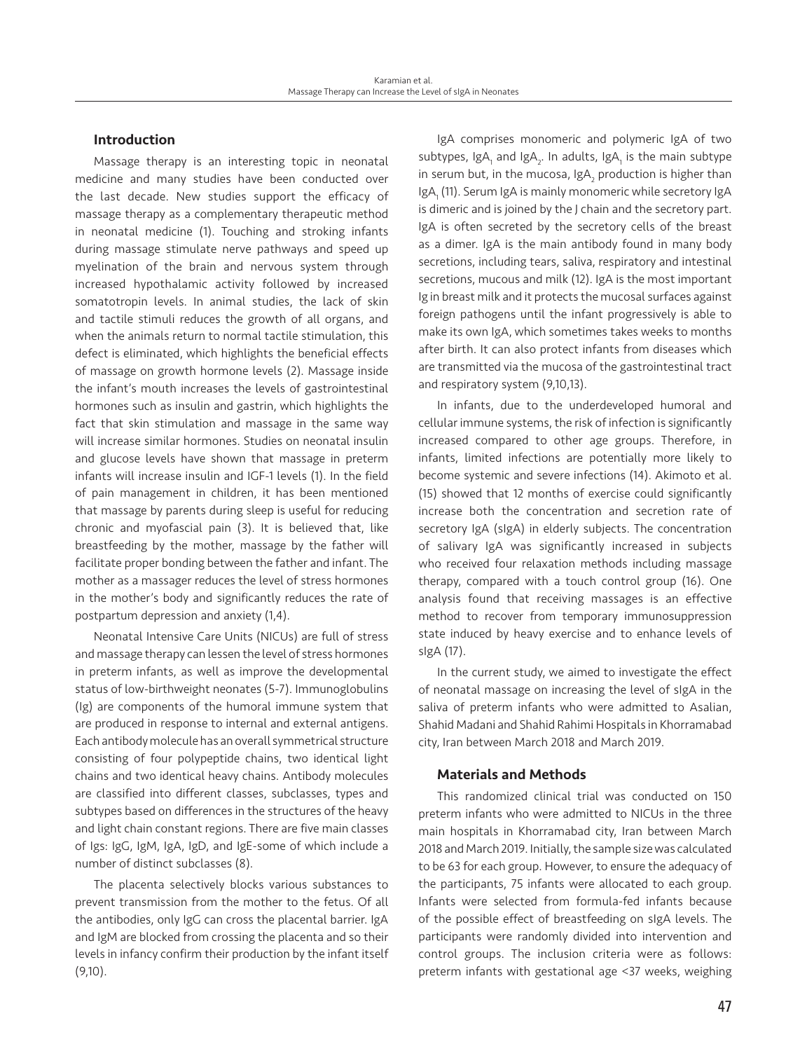## Introduction

Massage therapy is an interesting topic in neonatal medicine and many studies have been conducted over the last decade. New studies support the efficacy of massage therapy as a complementary therapeutic method in neonatal medicine (1). Touching and stroking infants during massage stimulate nerve pathways and speed up myelination of the brain and nervous system through increased hypothalamic activity followed by increased somatotropin levels. In animal studies, the lack of skin and tactile stimuli reduces the growth of all organs, and when the animals return to normal tactile stimulation, this defect is eliminated, which highlights the beneficial effects of massage on growth hormone levels (2). Massage inside the infant's mouth increases the levels of gastrointestinal hormones such as insulin and gastrin, which highlights the fact that skin stimulation and massage in the same way will increase similar hormones. Studies on neonatal insulin and glucose levels have shown that massage in preterm infants will increase insulin and IGF-1 levels (1). In the field of pain management in children, it has been mentioned that massage by parents during sleep is useful for reducing chronic and myofascial pain (3). It is believed that, like breastfeeding by the mother, massage by the father will facilitate proper bonding between the father and infant. The mother as a massager reduces the level of stress hormones in the mother's body and significantly reduces the rate of postpartum depression and anxiety (1,4).

Neonatal Intensive Care Units (NICUs) are full of stress and massage therapy can lessen the level of stress hormones in preterm infants, as well as improve the developmental status of low-birthweight neonates (5-7). Immunoglobulins (Ig) are components of the humoral immune system that are produced in response to internal and external antigens. Each antibody molecule has an overall symmetrical structure consisting of four polypeptide chains, two identical light chains and two identical heavy chains. Antibody molecules are classified into different classes, subclasses, types and subtypes based on differences in the structures of the heavy and light chain constant regions. There are five main classes of Igs: IgG, IgM, IgA, IgD, and IgE-some of which include a number of distinct subclasses (8).

The placenta selectively blocks various substances to prevent transmission from the mother to the fetus. Of all the antibodies, only IgG can cross the placental barrier. IgA and IgM are blocked from crossing the placenta and so their levels in infancy confirm their production by the infant itself (9,10).

IgA comprises monomeric and polymeric IgA of two subtypes, $IgA_1$ and $IgA_2$. In adults, $IgA_1$ is the main subtype in serum but, in the mucosa, $IgA_2$ production is higher than $IgA_1$ (11). Serum IgA is mainly monomeric while secretory IgA is dimeric and is joined by the J chain and the secretory part. IgA is often secreted by the secretory cells of the breast as a dimer. IgA is the main antibody found in many body secretions, including tears, saliva, respiratory and intestinal secretions, mucous and milk (12). IgA is the most important Ig in breast milk and it protects the mucosal surfaces against foreign pathogens until the infant progressively is able to make its own IgA, which sometimes takes weeks to months after birth. It can also protect infants from diseases which are transmitted via the mucosa of the gastrointestinal tract and respiratory system (9,10,13).

In infants, due to the underdeveloped humoral and cellular immune systems, the risk of infection is significantly increased compared to other age groups. Therefore, in infants, limited infections are potentially more likely to become systemic and severe infections (14). Akimoto et al. (15) showed that 12 months of exercise could significantly increase both the concentration and secretion rate of secretory IgA (sIgA) in elderly subjects. The concentration of salivary IgA was significantly increased in subjects who received four relaxation methods including massage therapy, compared with a touch control group (16). One analysis found that receiving massages is an effective method to recover from temporary immunosuppression state induced by heavy exercise and to enhance levels of sIgA (17).

In the current study, we aimed to investigate the effect of neonatal massage on increasing the level of sIgA in the saliva of preterm infants who were admitted to Asalian, Shahid Madani and Shahid Rahimi Hospitals in Khorramabad city, Iran between March 2018 and March 2019.

## Materials and Methods

This randomized clinical trial was conducted on 150 preterm infants who were admitted to NICUs in the three main hospitals in Khorramabad city, Iran between March 2018 and March 2019. Initially, the sample size was calculated to be 63 for each group. However, to ensure the adequacy of the participants, 75 infants were allocated to each group. Infants were selected from formula-fed infants because of the possible effect of breastfeeding on sIgA levels. The participants were randomly divided into intervention and control groups. The inclusion criteria were as follows: preterm infants with gestational age <37 weeks, weighing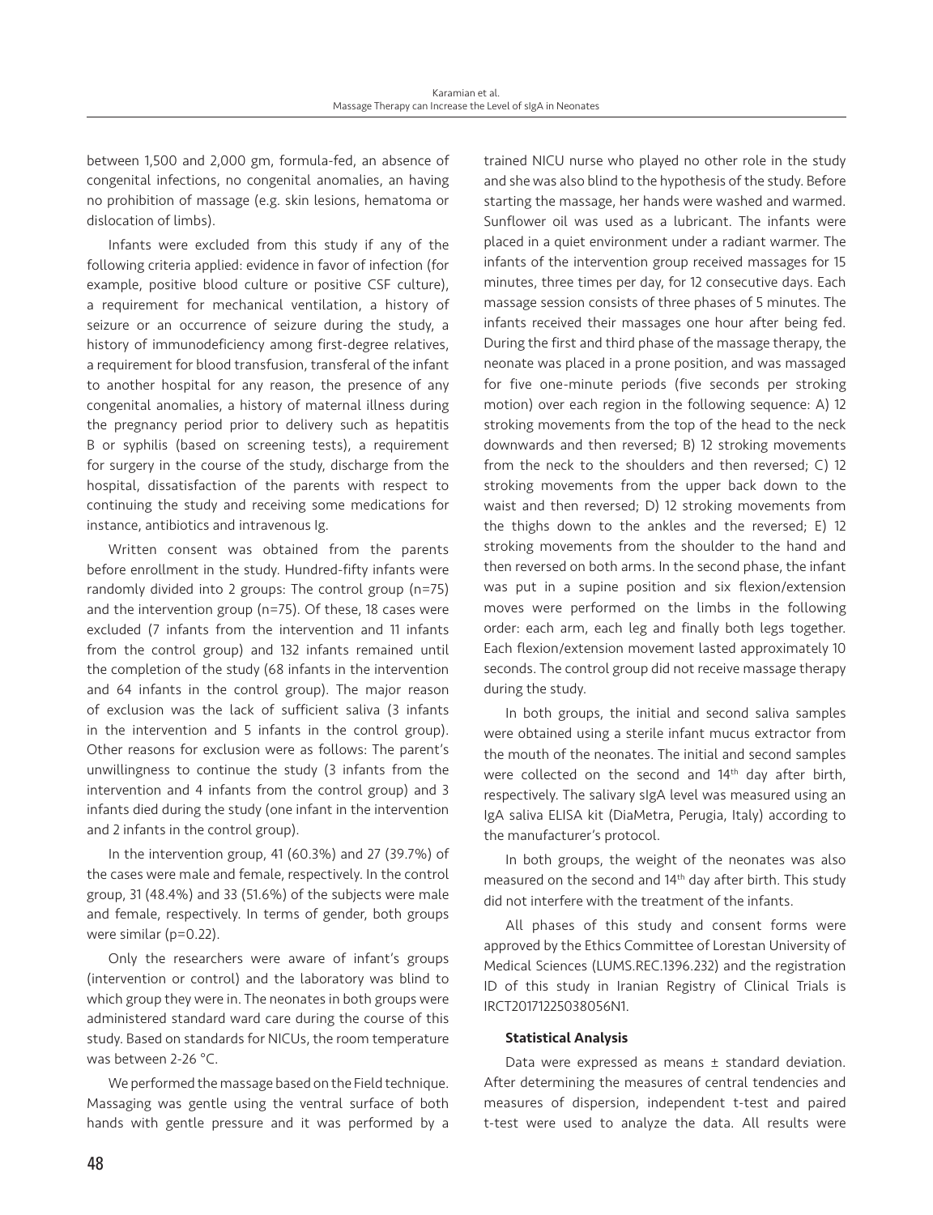between 1,500 and 2,000 gm, formula-fed, an absence of congenital infections, no congenital anomalies, an having no prohibition of massage (e.g. skin lesions, hematoma or dislocation of limbs).

Infants were excluded from this study if any of the following criteria applied: evidence in favor of infection (for example, positive blood culture or positive CSF culture), a requirement for mechanical ventilation, a history of seizure or an occurrence of seizure during the study, a history of immunodeficiency among first-degree relatives, a requirement for blood transfusion, transferal of the infant to another hospital for any reason, the presence of any congenital anomalies, a history of maternal illness during the pregnancy period prior to delivery such as hepatitis B or syphilis (based on screening tests), a requirement for surgery in the course of the study, discharge from the hospital, dissatisfaction of the parents with respect to continuing the study and receiving some medications for instance, antibiotics and intravenous Ig.

Written consent was obtained from the parents before enrollment in the study. Hundred-fifty infants were randomly divided into 2 groups: The control group (n=75) and the intervention group (n=75). Of these, 18 cases were excluded (7 infants from the intervention and 11 infants from the control group) and 132 infants remained until the completion of the study (68 infants in the intervention and 64 infants in the control group). The major reason of exclusion was the lack of sufficient saliva (3 infants in the intervention and 5 infants in the control group). Other reasons for exclusion were as follows: The parent's unwillingness to continue the study (3 infants from the intervention and 4 infants from the control group) and 3 infants died during the study (one infant in the intervention and 2 infants in the control group).

In the intervention group, 41 (60.3%) and 27 (39.7%) of the cases were male and female, respectively. In the control group, 31 (48.4%) and 33 (51.6%) of the subjects were male and female, respectively. In terms of gender, both groups were similar (p=0.22).

Only the researchers were aware of infant's groups (intervention or control) and the laboratory was blind to which group they were in. The neonates in both groups were administered standard ward care during the course of this study. Based on standards for NICUs, the room temperature was between 2-26 °C.

We performed the massage based on the Field technique. Massaging was gentle using the ventral surface of both hands with gentle pressure and it was performed by a trained NICU nurse who played no other role in the study and she was also blind to the hypothesis of the study. Before starting the massage, her hands were washed and warmed. Sunflower oil was used as a lubricant. The infants were placed in a quiet environment under a radiant warmer. The infants of the intervention group received massages for 15 minutes, three times per day, for 12 consecutive days. Each massage session consists of three phases of 5 minutes. The infants received their massages one hour after being fed. During the first and third phase of the massage therapy, the neonate was placed in a prone position, and was massaged for five one-minute periods (five seconds per stroking motion) over each region in the following sequence: A) 12 stroking movements from the top of the head to the neck downwards and then reversed; B) 12 stroking movements from the neck to the shoulders and then reversed; C) 12 stroking movements from the upper back down to the waist and then reversed; D) 12 stroking movements from the thighs down to the ankles and the reversed; E) 12 stroking movements from the shoulder to the hand and then reversed on both arms. In the second phase, the infant was put in a supine position and six flexion/extension moves were performed on the limbs in the following order: each arm, each leg and finally both legs together. Each flexion/extension movement lasted approximately 10 seconds. The control group did not receive massage therapy during the study.

In both groups, the initial and second saliva samples were obtained using a sterile infant mucus extractor from the mouth of the neonates. The initial and second samples were collected on the second and 14th day after birth, respectively. The salivary sIgA level was measured using an IgA saliva ELISA kit (DiaMetra, Perugia, Italy) according to the manufacturer's protocol.

In both groups, the weight of the neonates was also measured on the second and 14th day after birth. This study did not interfere with the treatment of the infants.

All phases of this study and consent forms were approved by the Ethics Committee of Lorestan University of Medical Sciences (LUMS.REC.1396.232) and the registration ID of this study in Iranian Registry of Clinical Trials is IRCT20171225038056N1.

#### Statistical Analysis

Data were expressed as means ± standard deviation. After determining the measures of central tendencies and measures of dispersion, independent t-test and paired t-test were used to analyze the data. All results were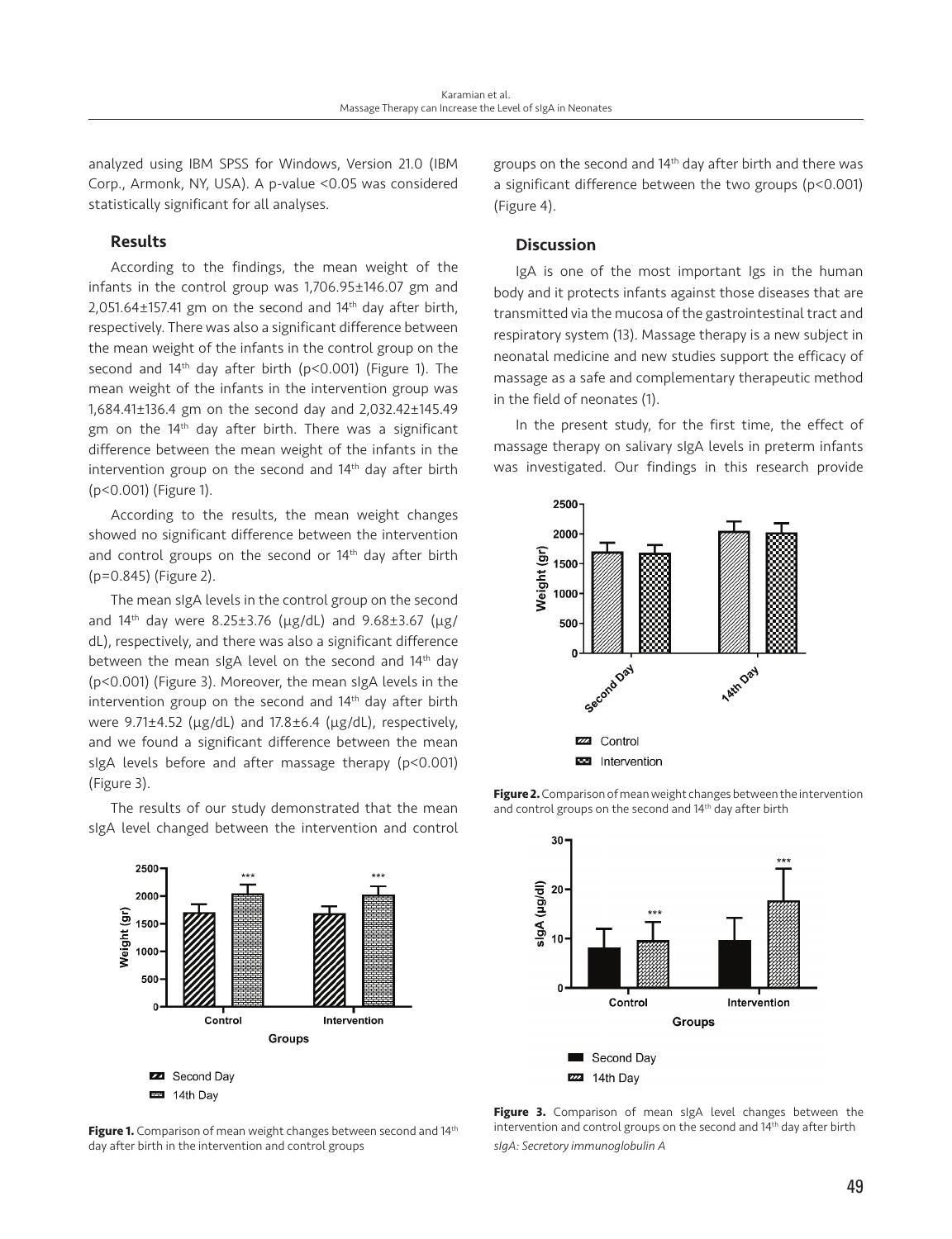analyzed using IBM SPSS for Windows, Version 21.0 (IBM Corp., Armonk, NY, USA). A p-value <0.05 was considered statistically significant for all analyses.

## Results

According to the findings, the mean weight of the infants in the control group was 1,706.95±146.07 gm and 2,051.64±157.41 gm on the second and 14th day after birth, respectively. There was also a significant difference between the mean weight of the infants in the control group on the second and 14th day after birth (p<0.001) (Figure 1). The mean weight of the infants in the intervention group was 1,684.41±136.4 gm on the second day and 2,032.42±145.49 gm on the 14th day after birth. There was a significant difference between the mean weight of the infants in the intervention group on the second and 14th day after birth (p<0.001) (Figure 1).

According to the results, the mean weight changes showed no significant difference between the intervention and control groups on the second or 14th day after birth (p=0.845) (Figure 2).

The mean sIgA levels in the control group on the second and 14th day were 8.25±3.76 (μg/dL) and 9.68±3.67 (μg/dL), respectively, and there was also a significant difference between the mean sIgA level on the second and 14th day (p<0.001) (Figure 3). Moreover, the mean sIgA levels in the intervention group on the second and 14th day after birth were 9.71±4.52 (μg/dL) and 17.8±6.4 (μg/dL), respectively, and we found a significant difference between the mean sIgA levels before and after massage therapy (p<0.001) (Figure 3).

The results of our study demonstrated that the mean sIgA level changed between the intervention and control groups on the second and 14th day after birth and there was a significant difference between the two groups (p<0.001) (Figure 4).

**Figure 1.** Comparison of mean weight changes between second and 14th day after birth in the intervention and control groups

## Discussion

IgA is one of the most important Igs in the human body and it protects infants against those diseases that are transmitted via the mucosa of the gastrointestinal tract and respiratory system (13). Massage therapy is a new subject in neonatal medicine and new studies support the efficacy of massage as a safe and complementary therapeutic method in the field of neonates (1).

In the present study, for the first time, the effect of massage therapy on salivary sIgA levels in preterm infants was investigated. Our findings in this research provide

**Figure 2.** Comparison of mean weight changes between the intervention and control groups on the second and 14th day after birth

**Figure 3.** Comparison of mean sIgA level changes between the intervention and control groups on the second and 14th day after birth

*sIgA: Secretory immunoglobulin A*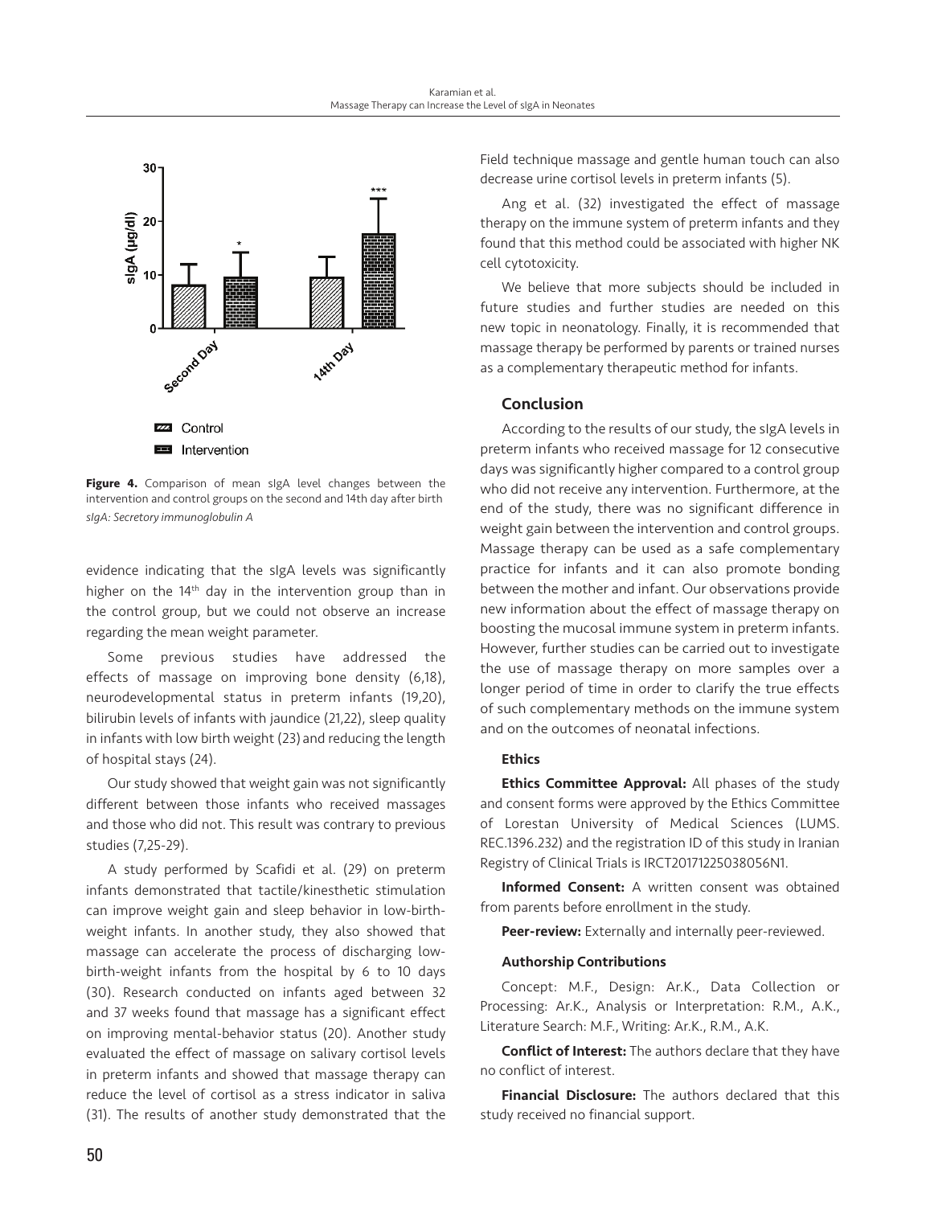Figure 4. Comparison of mean sIgA level changes between the intervention and control groups on the second and 14th day after birth

*sIgA: Secretory immunoglobulin A*

evidence indicating that the sIgA levels was significantly higher on the 14[th] day in the intervention group than in the control group, but we could not observe an increase regarding the mean weight parameter.

Some previous studies have addressed the effects of massage on improving bone density (6,18), neurodevelopmental status in preterm infants (19,20), bilirubin levels of infants with jaundice (21,22), sleep quality in infants with low birth weight (23) and reducing the length of hospital stays (24).

Our study showed that weight gain was not significantly different between those infants who received massages and those who did not. This result was contrary to previous studies (7,25-29).

A study performed by Scafidi et al. (29) on preterm infants demonstrated that tactile/kinesthetic stimulation can improve weight gain and sleep behavior in low-birth-weight infants. In another study, they also showed that massage can accelerate the process of discharging low-birth-weight infants from the hospital by 6 to 10 days (30). Research conducted on infants aged between 32 and 37 weeks found that massage has a significant effect on improving mental-behavior status (20). Another study evaluated the effect of massage on salivary cortisol levels in preterm infants and showed that massage therapy can reduce the level of cortisol as a stress indicator in saliva (31). The results of another study demonstrated that the Field technique massage and gentle human touch can also decrease urine cortisol levels in preterm infants (5).

Ang et al. (32) investigated the effect of massage therapy on the immune system of preterm infants and they found that this method could be associated with higher NK cell cytotoxicity.

We believe that more subjects should be included in future studies and further studies are needed on this new topic in neonatology. Finally, it is recommended that massage therapy be performed by parents or trained nurses as a complementary therapeutic method for infants.

## Conclusion

According to the results of our study, the sIgA levels in preterm infants who received massage for 12 consecutive days was significantly higher compared to a control group who did not receive any intervention. Furthermore, at the end of the study, there was no significant difference in weight gain between the intervention and control groups. Massage therapy can be used as a safe complementary practice for infants and it can also promote bonding between the mother and infant. Our observations provide new information about the effect of massage therapy on boosting the mucosal immune system in preterm infants. However, further studies can be carried out to investigate the use of massage therapy on more samples over a longer period of time in order to clarify the true effects of such complementary methods on the immune system and on the outcomes of neonatal infections.

### Ethics

**Ethics Committee Approval:** All phases of the study and consent forms were approved by the Ethics Committee of Lorestan University of Medical Sciences (LUMS.REC.1396.232) and the registration ID of this study in Iranian Registry of Clinical Trials is IRCT20171225038056N1.

**Informed Consent:** A written consent was obtained from parents before enrollment in the study.

**Peer-review:** Externally and internally peer-reviewed.

### Authorship Contributions

Concept: M.F., Design: Ar.K., Data Collection or Processing: Ar.K., Analysis or Interpretation: R.M., A.K., Literature Search: M.F., Writing: Ar.K., R.M., A.K.

**Conflict of Interest:** The authors declare that they have no conflict of interest.

**Financial Disclosure:** The authors declared that this study received no financial support.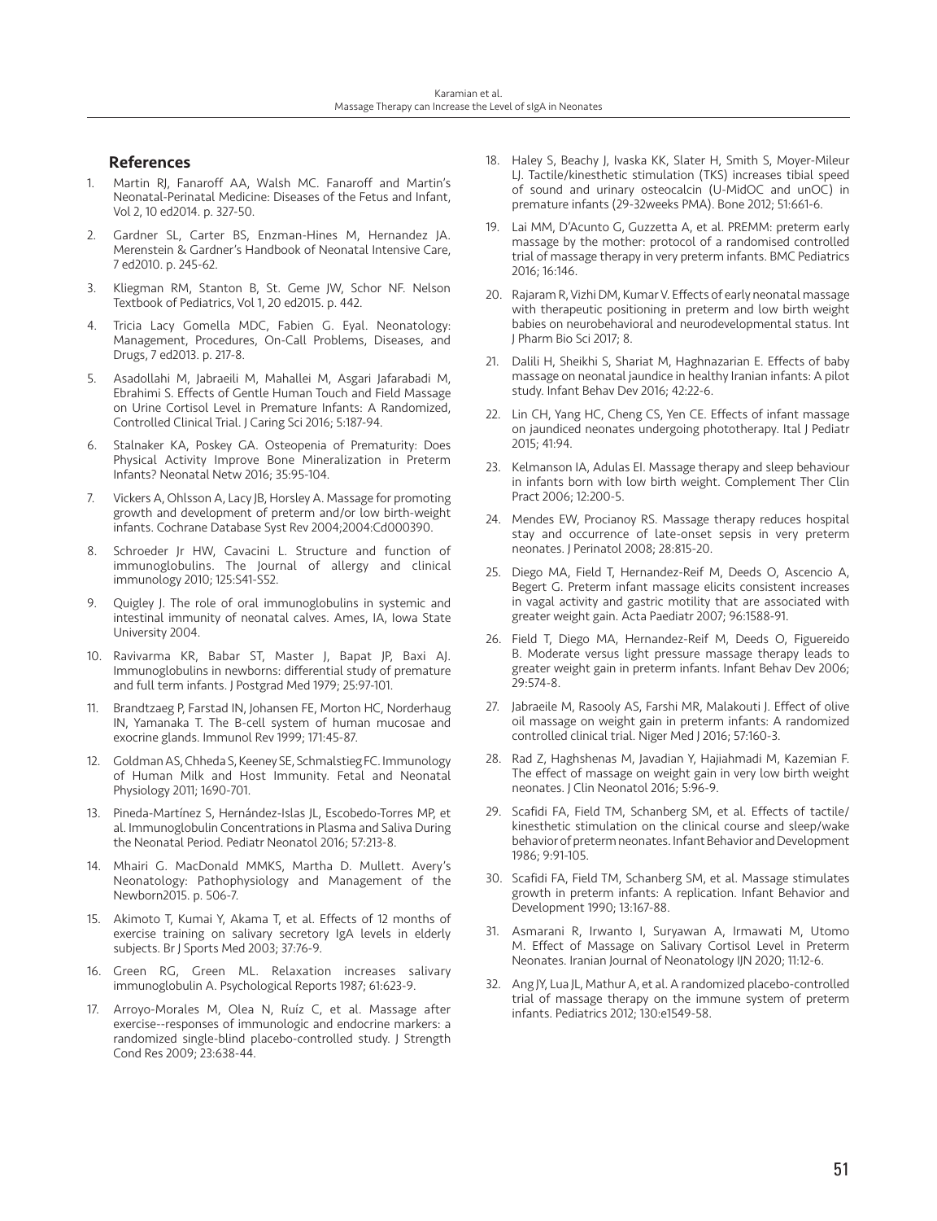## References

1. Martin RJ, Fanaroff AA, Walsh MC. Fanaroff and Martin's Neonatal-Perinatal Medicine: Diseases of the Fetus and Infant, Vol 2, 10 ed2014. p. 327-50.
2. Gardner SL, Carter BS, Enzman-Hines M, Hernandez JA. Merenstein & Gardner's Handbook of Neonatal Intensive Care, 7 ed2010. p. 245-62.
3. Kliegman RM, Stanton B, St. Geme JW, Schor NF. Nelson Textbook of Pediatrics, Vol 1, 20 ed2015. p. 442.
4. Tricia Lacy Gomella MDC, Fabien G. Eyal. Neonatology: Management, Procedures, On-Call Problems, Diseases, and Drugs, 7 ed2013. p. 217-8.
5. Asadollahi M, Jabraeili M, Mahallei M, Asgari Jafarabadi M, Ebrahimi S. Effects of Gentle Human Touch and Field Massage on Urine Cortisol Level in Premature Infants: A Randomized, Controlled Clinical Trial. J Caring Sci 2016; 5:187-94.
6. Stalnaker KA, Poskey GA. Osteopenia of Prematurity: Does Physical Activity Improve Bone Mineralization in Preterm Infants? Neonatal Netw 2016; 35:95-104.
7. Vickers A, Ohlsson A, Lacy JB, Horsley A. Massage for promoting growth and development of preterm and/or low birth-weight infants. Cochrane Database Syst Rev 2004;2004:Cd000390.
8. Schroeder Jr HW, Cavacini L. Structure and function of immunoglobulins. The Journal of allergy and clinical immunology 2010; 125:S41-S52.
9. Quigley J. The role of oral immunoglobulins in systemic and intestinal immunity of neonatal calves. Ames, IA, Iowa State University 2004.
10. Ravivarma KR, Babar ST, Master J, Bapat JP, Baxi AJ. Immunoglobulins in newborns: differential study of premature and full term infants. J Postgrad Med 1979; 25:97-101.
11. Brandtzaeg P, Farstad IN, Johansen FE, Morton HC, Norderhaug IN, Yamanaka T. The B-cell system of human mucosae and exocrine glands. Immunol Rev 1999; 171:45-87.
12. Goldman AS, Chheda S, Keeney SE, Schmalstieg FC. Immunology of Human Milk and Host Immunity. Fetal and Neonatal Physiology 2011; 1690-701.
13. Pineda-Martínez S, Hernández-Islas JL, Escobedo-Torres MP, et al. Immunoglobulin Concentrations in Plasma and Saliva During the Neonatal Period. Pediatr Neonatol 2016; 57:213-8.
14. Mhairi G. MacDonald MMKS, Martha D. Mullett. Avery's Neonatology: Pathophysiology and Management of the Newborn2015. p. 506-7.
15. Akimoto T, Kumai Y, Akama T, et al. Effects of 12 months of exercise training on salivary secretory IgA levels in elderly subjects. Br J Sports Med 2003; 37:76-9.
16. Green RG, Green ML. Relaxation increases salivary immunoglobulin A. Psychological Reports 1987; 61:623-9.
17. Arroyo-Morales M, Olea N, Ruíz C, et al. Massage after exercise--responses of immunologic and endocrine markers: a randomized single-blind placebo-controlled study. J Strength Cond Res 2009; 23:638-44.
18. Haley S, Beachy J, Ivaska KK, Slater H, Smith S, Moyer-Mileur LJ. Tactile/kinesthetic stimulation (TKS) increases tibial speed of sound and urinary osteocalcin (U-MidOC and unOC) in premature infants (29-32weeks PMA). Bone 2012; 51:661-6.
19. Lai MM, D'Acunto G, Guzzetta A, et al. PREMM: preterm early massage by the mother: protocol of a randomised controlled trial of massage therapy in very preterm infants. BMC Pediatrics 2016; 16:146.
20. Rajaram R, Vizhi DM, Kumar V. Effects of early neonatal massage with therapeutic positioning in preterm and low birth weight babies on neurobehavioral and neurodevelopmental status. Int J Pharm Bio Sci 2017; 8.
21. Dalili H, Sheikhi S, Shariat M, Haghnazarian E. Effects of baby massage on neonatal jaundice in healthy Iranian infants: A pilot study. Infant Behav Dev 2016; 42:22-6.
22. Lin CH, Yang HC, Cheng CS, Yen CE. Effects of infant massage on jaundiced neonates undergoing phototherapy. Ital J Pediatr 2015; 41:94.
23. Kelmanson IA, Adulas EI. Massage therapy and sleep behaviour in infants born with low birth weight. Complement Ther Clin Pract 2006; 12:200-5.
24. Mendes EW, Procianoy RS. Massage therapy reduces hospital stay and occurrence of late-onset sepsis in very preterm neonates. J Perinatol 2008; 28:815-20.
25. Diego MA, Field T, Hernandez-Reif M, Deeds O, Ascencio A, Begert G. Preterm infant massage elicits consistent increases in vagal activity and gastric motility that are associated with greater weight gain. Acta Paediatr 2007; 96:1588-91.
26. Field T, Diego MA, Hernandez-Reif M, Deeds O, Figuereido B. Moderate versus light pressure massage therapy leads to greater weight gain in preterm infants. Infant Behav Dev 2006; 29:574-8.
27. Jabraeile M, Rasooly AS, Farshi MR, Malakouti J. Effect of olive oil massage on weight gain in preterm infants: A randomized controlled clinical trial. Niger Med J 2016; 57:160-3.
28. Rad Z, Haghshenas M, Javadian Y, Hajiahmadi M, Kazemian F. The effect of massage on weight gain in very low birth weight neonates. J Clin Neonatol 2016; 5:96-9.
29. Scafidi FA, Field TM, Schanberg SM, et al. Effects of tactile/kinesthetic stimulation on the clinical course and sleep/wake behavior of preterm neonates. Infant Behavior and Development 1986; 9:91-105.
30. Scafidi FA, Field TM, Schanberg SM, et al. Massage stimulates growth in preterm infants: A replication. Infant Behavior and Development 1990; 13:167-88.
31. Asmarani R, Irwanto I, Suryawan A, Irmawati M, Utomo M. Effect of Massage on Salivary Cortisol Level in Preterm Neonates. Iranian Journal of Neonatology IJN 2020; 11:12-6.
32. Ang JY, Lua JL, Mathur A, et al. A randomized placebo-controlled trial of massage therapy on the immune system of preterm infants. Pediatrics 2012; 130:e1549-58.